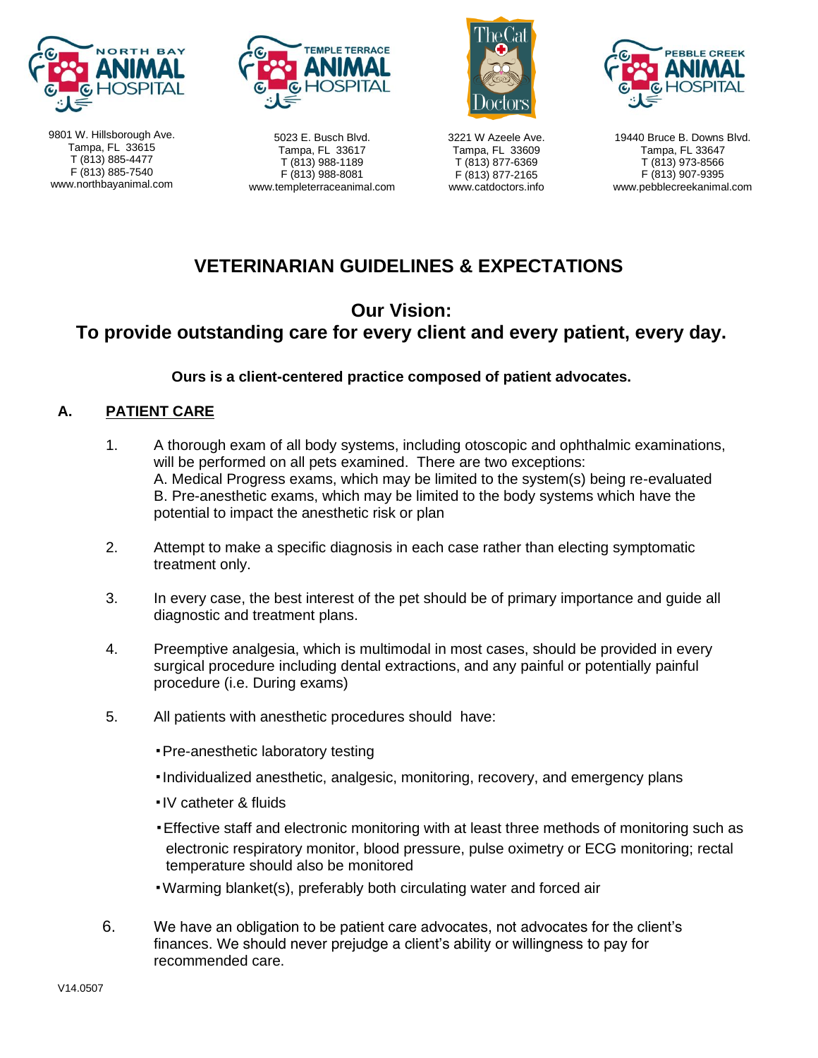NORTH BAY ANIMAL HOSPITAL
9801 W. Hillsborough Ave.
Tampa, FL 33615
T (813) 885-4477
F (813) 885-7540
www.northbayanimal.com

TEMPLE TERRACE ANIMAL HOSPITAL
5023 E. Busch Blvd.
Tampa, FL 33617
T (813) 988-1189
F (813) 988-8081
www.templeterraceanimal.com

The Cat Doctors
3221 W Azeele Ave.
Tampa, FL 33609
T (813) 877-6369
F (813) 877-2165
www.catdoctors.info

PEBBLE CREEK ANIMAL HOSPITAL
19440 Bruce B. Downs Blvd.
Tampa, FL 33647
T (813) 973-8566
F (813) 907-9395
www.pebblecreekanimal.com

# VETERINARIAN GUIDELINES & EXPECTATIONS

## Our Vision:
## To provide outstanding care for every client and every patient, every day.

**Ours is a client-centered practice composed of patient advocates.**

## A. PATIENT CARE

1. A thorough exam of all body systems, including otoscopic and ophthalmic examinations, will be performed on all pets examined. There are two exceptions:
   A. Medical Progress exams, which may be limited to the system(s) being re-evaluated
   B. Pre-anesthetic exams, which may be limited to the body systems which have the potential to impact the anesthetic risk or plan

2. Attempt to make a specific diagnosis in each case rather than electing symptomatic treatment only.

3. In every case, the best interest of the pet should be of primary importance and guide all diagnostic and treatment plans.

4. Preemptive analgesia, which is multimodal in most cases, should be provided in every surgical procedure including dental extractions, and any painful or potentially painful procedure (i.e. During exams)

5. All patients with anesthetic procedures should have:
   - Pre-anesthetic laboratory testing
   - Individualized anesthetic, analgesic, monitoring, recovery, and emergency plans
   - IV catheter & fluids
   - Effective staff and electronic monitoring with at least three methods of monitoring such as electronic respiratory monitor, blood pressure, pulse oximetry or ECG monitoring; rectal temperature should also be monitored
   - Warming blanket(s), preferably both circulating water and forced air

6. We have an obligation to be patient care advocates, not advocates for the client's finances. We should never prejudge a client's ability or willingness to pay for recommended care.

V14.0507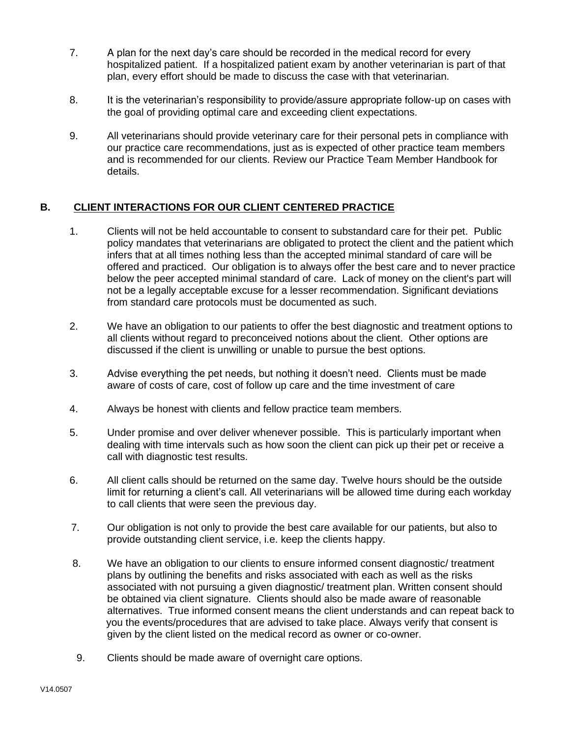7. A plan for the next day's care should be recorded in the medical record for every hospitalized patient. If a hospitalized patient exam by another veterinarian is part of that plan, every effort should be made to discuss the case with that veterinarian.

8. It is the veterinarian's responsibility to provide/assure appropriate follow-up on cases with the goal of providing optimal care and exceeding client expectations.

9. All veterinarians should provide veterinary care for their personal pets in compliance with our practice care recommendations, just as is expected of other practice team members and is recommended for our clients. Review our Practice Team Member Handbook for details.

## B. CLIENT INTERACTIONS FOR OUR CLIENT CENTERED PRACTICE

1. Clients will not be held accountable to consent to substandard care for their pet. Public policy mandates that veterinarians are obligated to protect the client and the patient which infers that at all times nothing less than the accepted minimal standard of care will be offered and practiced. Our obligation is to always offer the best care and to never practice below the peer accepted minimal standard of care. Lack of money on the client's part will not be a legally acceptable excuse for a lesser recommendation. Significant deviations from standard care protocols must be documented as such.

2. We have an obligation to our patients to offer the best diagnostic and treatment options to all clients without regard to preconceived notions about the client. Other options are discussed if the client is unwilling or unable to pursue the best options.

3. Advise everything the pet needs, but nothing it doesn't need. Clients must be made aware of costs of care, cost of follow up care and the time investment of care

4. Always be honest with clients and fellow practice team members.

5. Under promise and over deliver whenever possible. This is particularly important when dealing with time intervals such as how soon the client can pick up their pet or receive a call with diagnostic test results.

6. All client calls should be returned on the same day. Twelve hours should be the outside limit for returning a client's call. All veterinarians will be allowed time during each workday to call clients that were seen the previous day.

7. Our obligation is not only to provide the best care available for our patients, but also to provide outstanding client service, i.e. keep the clients happy.

8. We have an obligation to our clients to ensure informed consent diagnostic/ treatment plans by outlining the benefits and risks associated with each as well as the risks associated with not pursuing a given diagnostic/ treatment plan. Written consent should be obtained via client signature. Clients should also be made aware of reasonable alternatives. True informed consent means the client understands and can repeat back to you the events/procedures that are advised to take place. Always verify that consent is given by the client listed on the medical record as owner or co-owner.

9. Clients should be made aware of overnight care options.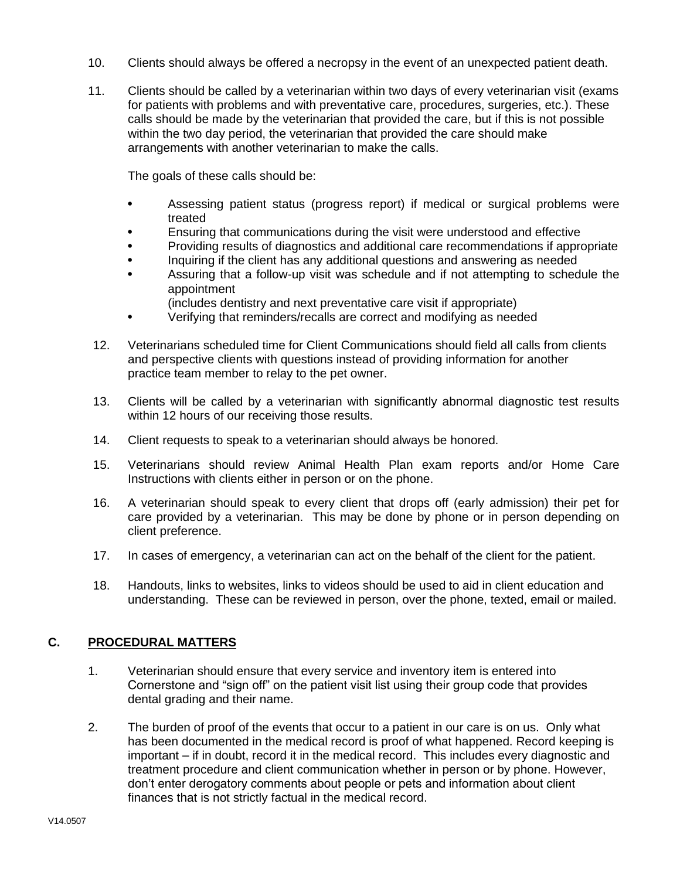10. Clients should always be offered a necropsy in the event of an unexpected patient death.

11. Clients should be called by a veterinarian within two days of every veterinarian visit (exams for patients with problems and with preventative care, procedures, surgeries, etc.). These calls should be made by the veterinarian that provided the care, but if this is not possible within the two day period, the veterinarian that provided the care should make arrangements with another veterinarian to make the calls.

    The goals of these calls should be:

    - Assessing patient status (progress report) if medical or surgical problems were treated
    - Ensuring that communications during the visit were understood and effective
    - Providing results of diagnostics and additional care recommendations if appropriate
    - Inquiring if the client has any additional questions and answering as needed
    - Assuring that a follow-up visit was schedule and if not attempting to schedule the appointment
      (includes dentistry and next preventative care visit if appropriate)
    - Verifying that reminders/recalls are correct and modifying as needed

12. Veterinarians scheduled time for Client Communications should field all calls from clients and perspective clients with questions instead of providing information for another practice team member to relay to the pet owner.

13. Clients will be called by a veterinarian with significantly abnormal diagnostic test results within 12 hours of our receiving those results.

14. Client requests to speak to a veterinarian should always be honored.

15. Veterinarians should review Animal Health Plan exam reports and/or Home Care Instructions with clients either in person or on the phone.

16. A veterinarian should speak to every client that drops off (early admission) their pet for care provided by a veterinarian. This may be done by phone or in person depending on client preference.

17. In cases of emergency, a veterinarian can act on the behalf of the client for the patient.

18. Handouts, links to websites, links to videos should be used to aid in client education and understanding. These can be reviewed in person, over the phone, texted, email or mailed.

## C. PROCEDURAL MATTERS

1. Veterinarian should ensure that every service and inventory item is entered into Cornerstone and "sign off" on the patient visit list using their group code that provides dental grading and their name.

2. The burden of proof of the events that occur to a patient in our care is on us. Only what has been documented in the medical record is proof of what happened. Record keeping is important – if in doubt, record it in the medical record. This includes every diagnostic and treatment procedure and client communication whether in person or by phone. However, don't enter derogatory comments about people or pets and information about client finances that is not strictly factual in the medical record.

V14.0507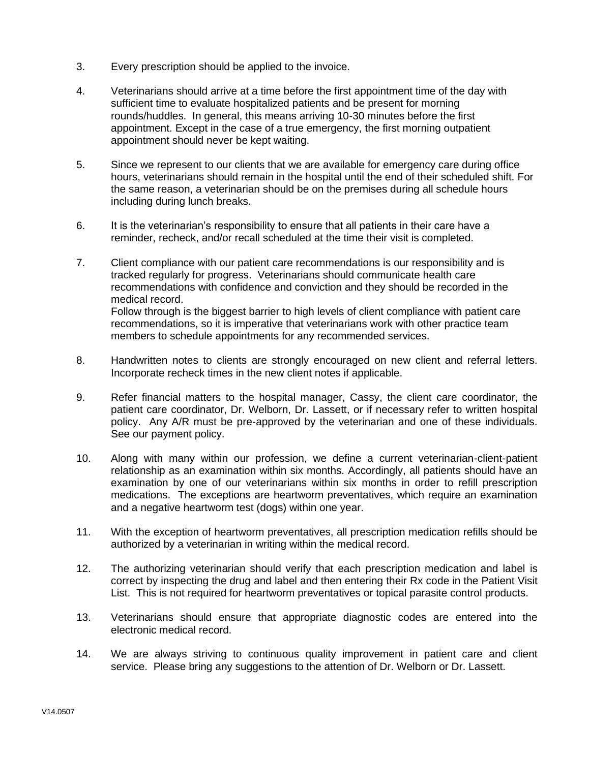3. Every prescription should be applied to the invoice.

4. Veterinarians should arrive at a time before the first appointment time of the day with sufficient time to evaluate hospitalized patients and be present for morning rounds/huddles. In general, this means arriving 10-30 minutes before the first appointment. Except in the case of a true emergency, the first morning outpatient appointment should never be kept waiting.

5. Since we represent to our clients that we are available for emergency care during office hours, veterinarians should remain in the hospital until the end of their scheduled shift. For the same reason, a veterinarian should be on the premises during all schedule hours including during lunch breaks.

6. It is the veterinarian's responsibility to ensure that all patients in their care have a reminder, recheck, and/or recall scheduled at the time their visit is completed.

7. Client compliance with our patient care recommendations is our responsibility and is tracked regularly for progress. Veterinarians should communicate health care recommendations with confidence and conviction and they should be recorded in the medical record.
   Follow through is the biggest barrier to high levels of client compliance with patient care recommendations, so it is imperative that veterinarians work with other practice team members to schedule appointments for any recommended services.

8. Handwritten notes to clients are strongly encouraged on new client and referral letters. Incorporate recheck times in the new client notes if applicable.

9. Refer financial matters to the hospital manager, Cassy, the client care coordinator, the patient care coordinator, Dr. Welborn, Dr. Lassett, or if necessary refer to written hospital policy. Any A/R must be pre-approved by the veterinarian and one of these individuals. See our payment policy.

10. Along with many within our profession, we define a current veterinarian-client-patient relationship as an examination within six months. Accordingly, all patients should have an examination by one of our veterinarians within six months in order to refill prescription medications. The exceptions are heartworm preventatives, which require an examination and a negative heartworm test (dogs) within one year.

11. With the exception of heartworm preventatives, all prescription medication refills should be authorized by a veterinarian in writing within the medical record.

12. The authorizing veterinarian should verify that each prescription medication and label is correct by inspecting the drug and label and then entering their Rx code in the Patient Visit List. This is not required for heartworm preventatives or topical parasite control products.

13. Veterinarians should ensure that appropriate diagnostic codes are entered into the electronic medical record.

14. We are always striving to continuous quality improvement in patient care and client service. Please bring any suggestions to the attention of Dr. Welborn or Dr. Lassett.

V14.0507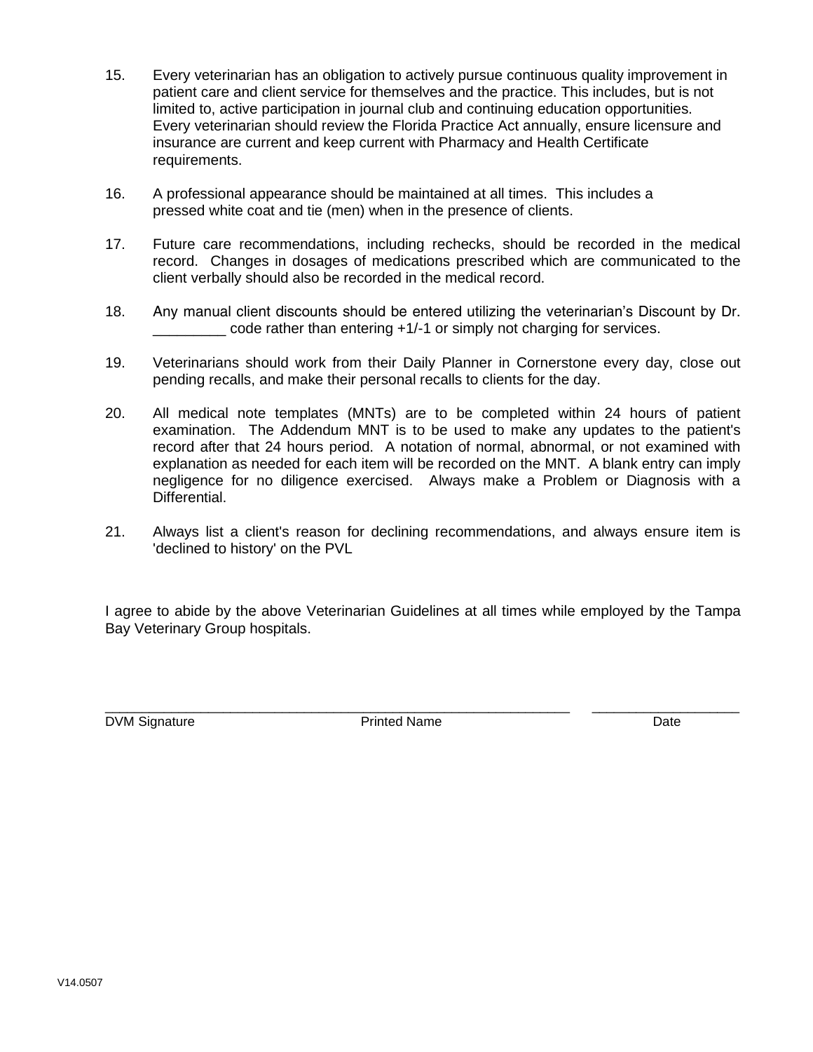15. Every veterinarian has an obligation to actively pursue continuous quality improvement in patient care and client service for themselves and the practice. This includes, but is not limited to, active participation in journal club and continuing education opportunities. Every veterinarian should review the Florida Practice Act annually, ensure licensure and insurance are current and keep current with Pharmacy and Health Certificate requirements.

16. A professional appearance should be maintained at all times. This includes a pressed white coat and tie (men) when in the presence of clients.

17. Future care recommendations, including rechecks, should be recorded in the medical record. Changes in dosages of medications prescribed which are communicated to the client verbally should also be recorded in the medical record.

18. Any manual client discounts should be entered utilizing the veterinarian's Discount by Dr. _________ code rather than entering +1/-1 or simply not charging for services.

19. Veterinarians should work from their Daily Planner in Cornerstone every day, close out pending recalls, and make their personal recalls to clients for the day.

20. All medical note templates (MNTs) are to be completed within 24 hours of patient examination. The Addendum MNT is to be used to make any updates to the patient's record after that 24 hours period. A notation of normal, abnormal, or not examined with explanation as needed for each item will be recorded on the MNT. A blank entry can imply negligence for no diligence exercised. Always make a Problem or Diagnosis with a Differential.

21. Always list a client's reason for declining recommendations, and always ensure item is 'declined to history' on the PVL

I agree to abide by the above Veterinarian Guidelines at all times while employed by the Tampa Bay Veterinary Group hospitals.

_______________________________________________________________ ___________________

DVM Signature Printed Name Date

V14.0507